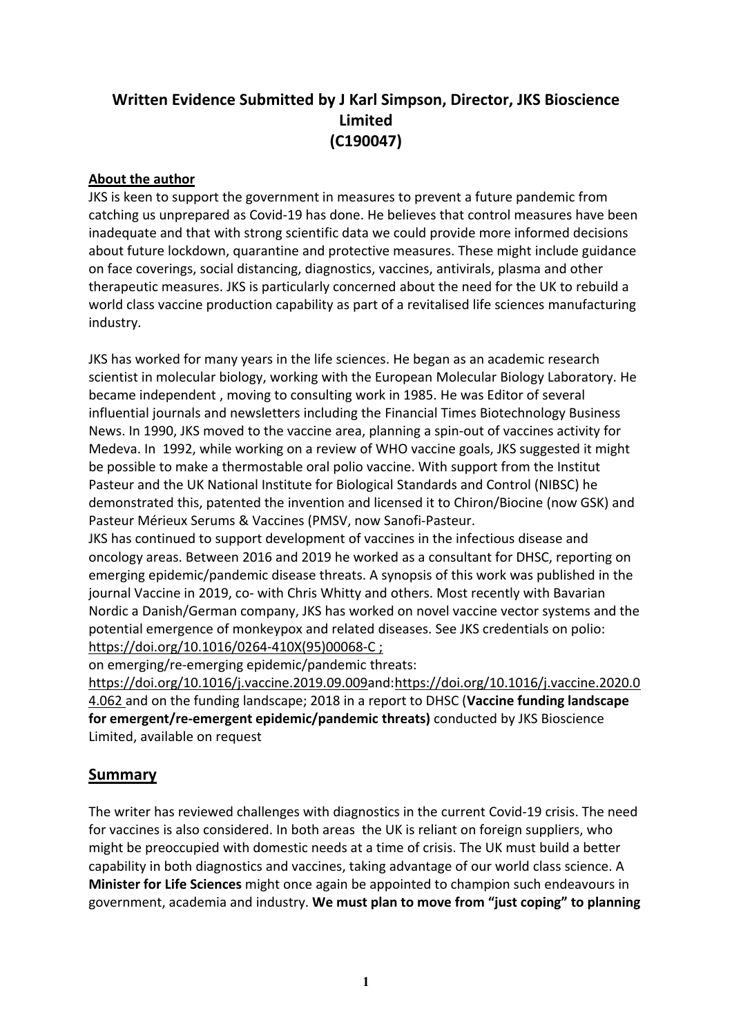# Written Evidence Submitted by J Karl Simpson, Director, JKS Bioscience Limited (C190047)

## About the author

JKS is keen to support the government in measures to prevent a future pandemic from catching us unprepared as Covid-19 has done. He believes that control measures have been inadequate and that with strong scientific data we could provide more informed decisions about future lockdown, quarantine and protective measures. These might include guidance on face coverings, social distancing, diagnostics, vaccines, antivirals, plasma and other therapeutic measures. JKS is particularly concerned about the need for the UK to rebuild a world class vaccine production capability as part of a revitalised life sciences manufacturing industry.

JKS has worked for many years in the life sciences. He began as an academic research scientist in molecular biology, working with the European Molecular Biology Laboratory. He became independent , moving to consulting work in 1985. He was Editor of several influential journals and newsletters including the Financial Times Biotechnology Business News. In 1990, JKS moved to the vaccine area, planning a spin-out of vaccines activity for Medeva. In 1992, while working on a review of WHO vaccine goals, JKS suggested it might be possible to make a thermostable oral polio vaccine. With support from the Institut Pasteur and the UK National Institute for Biological Standards and Control (NIBSC) he demonstrated this, patented the invention and licensed it to Chiron/Biocine (now GSK) and Pasteur Mérieux Serums & Vaccines (PMSV, now Sanofi-Pasteur.
JKS has continued to support development of vaccines in the infectious disease and oncology areas. Between 2016 and 2019 he worked as a consultant for DHSC, reporting on emerging epidemic/pandemic disease threats. A synopsis of this work was published in the journal Vaccine in 2019, co- with Chris Whitty and others. Most recently with Bavarian Nordic a Danish/German company, JKS has worked on novel vaccine vector systems and the potential emergence of monkeypox and related diseases. See JKS credentials on polio: https://doi.org/10.1016/0264-410X(95)00068-C ;
on emerging/re-emerging epidemic/pandemic threats:
https://doi.org/10.1016/j.vaccine.2019.09.009and:https://doi.org/10.1016/j.vaccine.2020.04.062 and on the funding landscape; 2018 in a report to DHSC (**Vaccine funding landscape for emergent/re-emergent epidemic/pandemic threats)** conducted by JKS Bioscience Limited, available on request

## Summary

The writer has reviewed challenges with diagnostics in the current Covid-19 crisis. The need for vaccines is also considered. In both areas the UK is reliant on foreign suppliers, who might be preoccupied with domestic needs at a time of crisis. The UK must build a better capability in both diagnostics and vaccines, taking advantage of our world class science. A **Minister for Life Sciences** might once again be appointed to champion such endeavours in government, academia and industry. **We must plan to move from "just coping" to planning**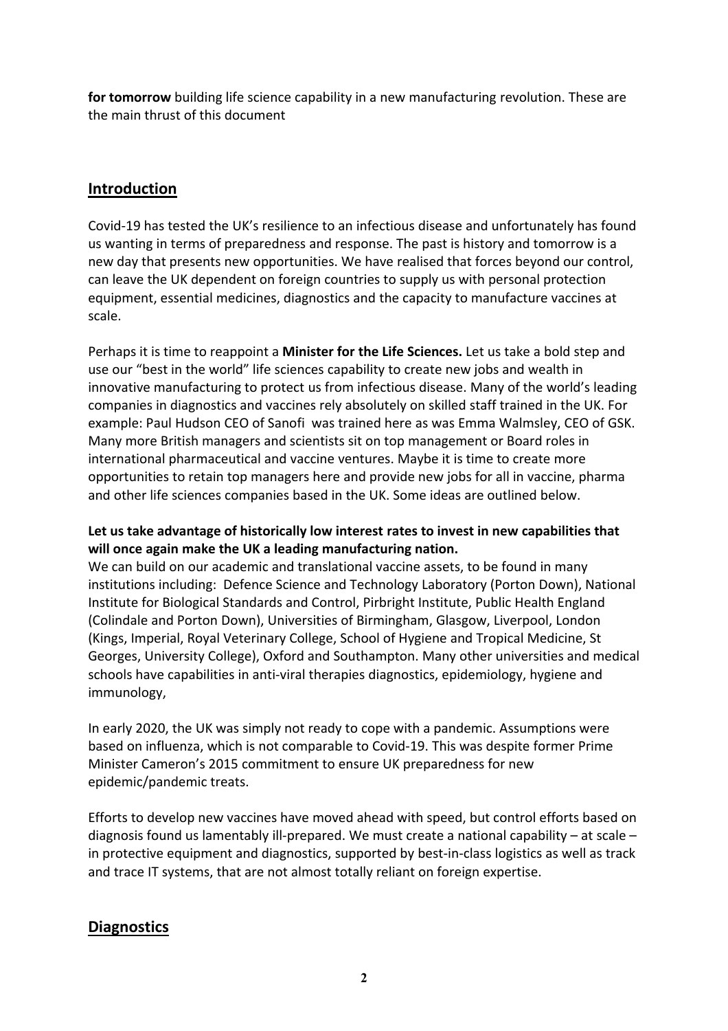**for tomorrow** building life science capability in a new manufacturing revolution. These are the main thrust of this document

## Introduction

Covid-19 has tested the UK's resilience to an infectious disease and unfortunately has found us wanting in terms of preparedness and response. The past is history and tomorrow is a new day that presents new opportunities. We have realised that forces beyond our control, can leave the UK dependent on foreign countries to supply us with personal protection equipment, essential medicines, diagnostics and the capacity to manufacture vaccines at scale.

Perhaps it is time to reappoint a **Minister for the Life Sciences.** Let us take a bold step and use our "best in the world" life sciences capability to create new jobs and wealth in innovative manufacturing to protect us from infectious disease. Many of the world's leading companies in diagnostics and vaccines rely absolutely on skilled staff trained in the UK. For example: Paul Hudson CEO of Sanofi was trained here as was Emma Walmsley, CEO of GSK. Many more British managers and scientists sit on top management or Board roles in international pharmaceutical and vaccine ventures. Maybe it is time to create more opportunities to retain top managers here and provide new jobs for all in vaccine, pharma and other life sciences companies based in the UK. Some ideas are outlined below.

**Let us take advantage of historically low interest rates to invest in new capabilities that will once again make the UK a leading manufacturing nation.**

We can build on our academic and translational vaccine assets, to be found in many institutions including: Defence Science and Technology Laboratory (Porton Down), National Institute for Biological Standards and Control, Pirbright Institute, Public Health England (Colindale and Porton Down), Universities of Birmingham, Glasgow, Liverpool, London (Kings, Imperial, Royal Veterinary College, School of Hygiene and Tropical Medicine, St Georges, University College), Oxford and Southampton. Many other universities and medical schools have capabilities in anti-viral therapies diagnostics, epidemiology, hygiene and immunology,

In early 2020, the UK was simply not ready to cope with a pandemic. Assumptions were based on influenza, which is not comparable to Covid-19. This was despite former Prime Minister Cameron's 2015 commitment to ensure UK preparedness for new epidemic/pandemic treats.

Efforts to develop new vaccines have moved ahead with speed, but control efforts based on diagnosis found us lamentably ill-prepared. We must create a national capability – at scale – in protective equipment and diagnostics, supported by best-in-class logistics as well as track and trace IT systems, that are not almost totally reliant on foreign expertise.

## Diagnostics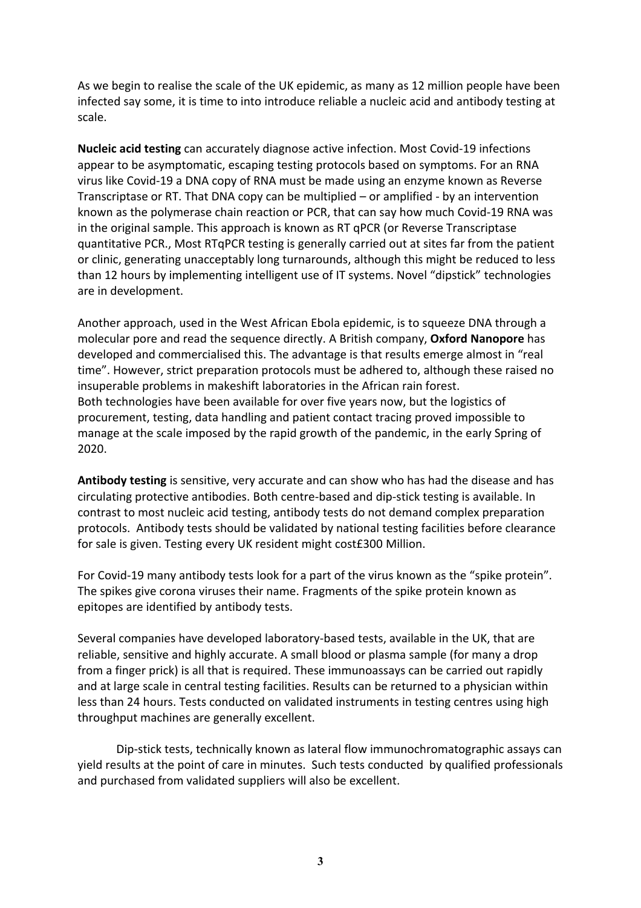As we begin to realise the scale of the UK epidemic, as many as 12 million people have been infected say some, it is time to into introduce reliable a nucleic acid and antibody testing at scale.

**Nucleic acid testing** can accurately diagnose active infection. Most Covid-19 infections appear to be asymptomatic, escaping testing protocols based on symptoms. For an RNA virus like Covid-19 a DNA copy of RNA must be made using an enzyme known as Reverse Transcriptase or RT. That DNA copy can be multiplied – or amplified - by an intervention known as the polymerase chain reaction or PCR, that can say how much Covid-19 RNA was in the original sample. This approach is known as RT qPCR (or Reverse Transcriptase quantitative PCR., Most RTqPCR testing is generally carried out at sites far from the patient or clinic, generating unacceptably long turnarounds, although this might be reduced to less than 12 hours by implementing intelligent use of IT systems. Novel "dipstick" technologies are in development.

Another approach, used in the West African Ebola epidemic, is to squeeze DNA through a molecular pore and read the sequence directly. A British company, **Oxford Nanopore** has developed and commercialised this. The advantage is that results emerge almost in "real time". However, strict preparation protocols must be adhered to, although these raised no insuperable problems in makeshift laboratories in the African rain forest.
Both technologies have been available for over five years now, but the logistics of procurement, testing, data handling and patient contact tracing proved impossible to manage at the scale imposed by the rapid growth of the pandemic, in the early Spring of 2020.

**Antibody testing** is sensitive, very accurate and can show who has had the disease and has circulating protective antibodies. Both centre-based and dip-stick testing is available. In contrast to most nucleic acid testing, antibody tests do not demand complex preparation protocols. Antibody tests should be validated by national testing facilities before clearance for sale is given. Testing every UK resident might cost£300 Million.

For Covid-19 many antibody tests look for a part of the virus known as the "spike protein". The spikes give corona viruses their name. Fragments of the spike protein known as epitopes are identified by antibody tests.

Several companies have developed laboratory-based tests, available in the UK, that are reliable, sensitive and highly accurate. A small blood or plasma sample (for many a drop from a finger prick) is all that is required. These immunoassays can be carried out rapidly and at large scale in central testing facilities. Results can be returned to a physician within less than 24 hours. Tests conducted on validated instruments in testing centres using high throughput machines are generally excellent.

Dip-stick tests, technically known as lateral flow immunochromatographic assays can yield results at the point of care in minutes. Such tests conducted by qualified professionals and purchased from validated suppliers will also be excellent.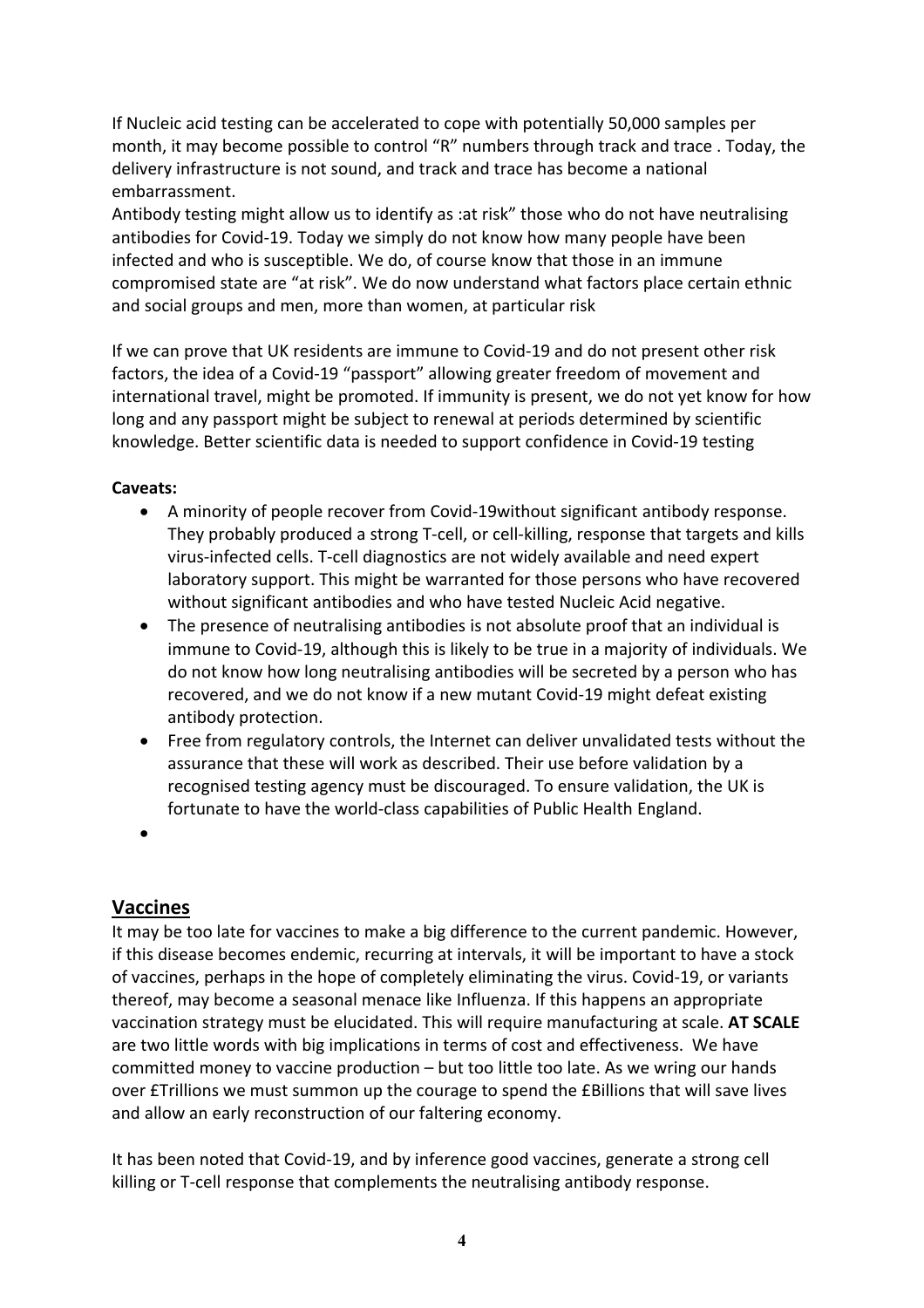If Nucleic acid testing can be accelerated to cope with potentially 50,000 samples per month, it may become possible to control "R" numbers through track and trace . Today, the delivery infrastructure is not sound, and track and trace has become a national embarrassment.
Antibody testing might allow us to identify as :at risk" those who do not have neutralising antibodies for Covid-19. Today we simply do not know how many people have been infected and who is susceptible. We do, of course know that those in an immune compromised state are "at risk". We do now understand what factors place certain ethnic and social groups and men, more than women, at particular risk

If we can prove that UK residents are immune to Covid-19 and do not present other risk factors, the idea of a Covid-19 "passport" allowing greater freedom of movement and international travel, might be promoted. If immunity is present, we do not yet know for how long and any passport might be subject to renewal at periods determined by scientific knowledge. Better scientific data is needed to support confidence in Covid-19 testing

**Caveats:**

- A minority of people recover from Covid-19without significant antibody response. They probably produced a strong T-cell, or cell-killing, response that targets and kills virus-infected cells. T-cell diagnostics are not widely available and need expert laboratory support. This might be warranted for those persons who have recovered without significant antibodies and who have tested Nucleic Acid negative.
- The presence of neutralising antibodies is not absolute proof that an individual is immune to Covid-19, although this is likely to be true in a majority of individuals. We do not know how long neutralising antibodies will be secreted by a person who has recovered, and we do not know if a new mutant Covid-19 might defeat existing antibody protection.
- Free from regulatory controls, the Internet can deliver unvalidated tests without the assurance that these will work as described. Their use before validation by a recognised testing agency must be discouraged. To ensure validation, the UK is fortunate to have the world-class capabilities of Public Health England.

## Vaccines

It may be too late for vaccines to make a big difference to the current pandemic. However, if this disease becomes endemic, recurring at intervals, it will be important to have a stock of vaccines, perhaps in the hope of completely eliminating the virus. Covid-19, or variants thereof, may become a seasonal menace like Influenza. If this happens an appropriate vaccination strategy must be elucidated. This will require manufacturing at scale. **AT SCALE** are two little words with big implications in terms of cost and effectiveness. We have committed money to vaccine production – but too little too late. As we wring our hands over £Trillions we must summon up the courage to spend the £Billions that will save lives and allow an early reconstruction of our faltering economy.

It has been noted that Covid-19, and by inference good vaccines, generate a strong cell killing or T-cell response that complements the neutralising antibody response.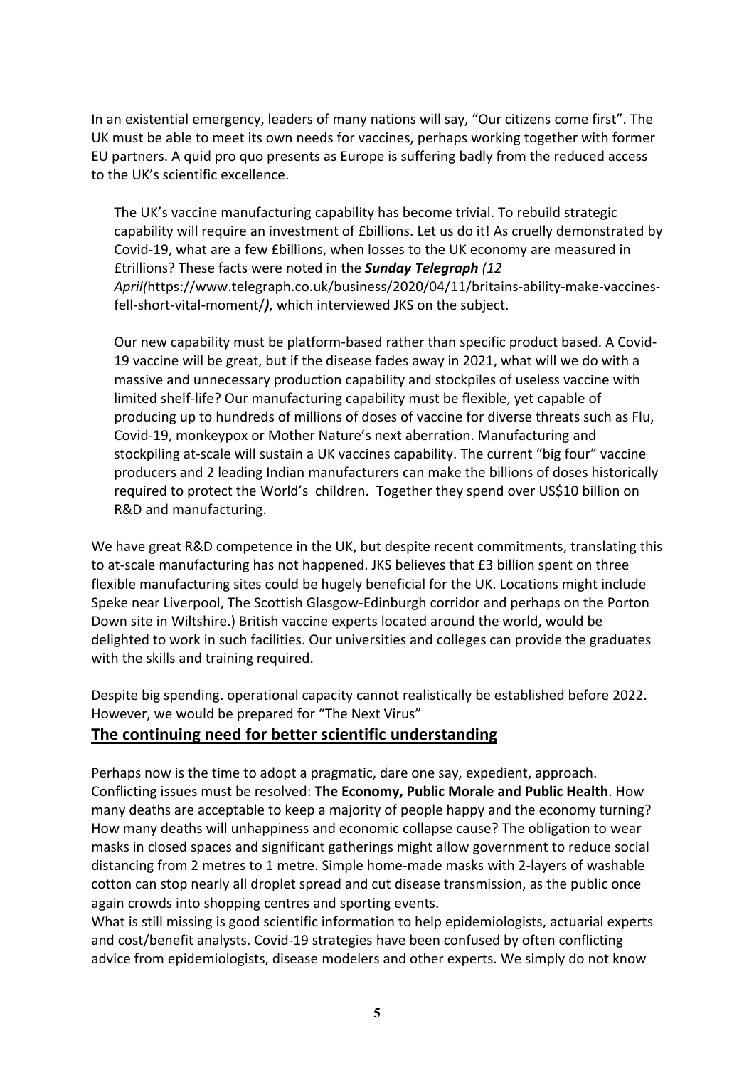In an existential emergency, leaders of many nations will say, "Our citizens come first". The UK must be able to meet its own needs for vaccines, perhaps working together with former EU partners. A quid pro quo presents as Europe is suffering badly from the reduced access to the UK's scientific excellence.

> The UK's vaccine manufacturing capability has become trivial. To rebuild strategic capability will require an investment of £billions. Let us do it! As cruelly demonstrated by Covid-19, what are a few £billions, when losses to the UK economy are measured in £trillions? These facts were noted in the ***Sunday Telegraph*** *(12 April(*https://www.telegraph.co.uk/business/2020/04/11/britains-ability-make-vaccines-fell-short-vital-moment/***)***, which interviewed JKS on the subject.
>
> Our new capability must be platform-based rather than specific product based. A Covid-19 vaccine will be great, but if the disease fades away in 2021, what will we do with a massive and unnecessary production capability and stockpiles of useless vaccine with limited shelf-life? Our manufacturing capability must be flexible, yet capable of producing up to hundreds of millions of doses of vaccine for diverse threats such as Flu, Covid-19, monkeypox or Mother Nature's next aberration. Manufacturing and stockpiling at-scale will sustain a UK vaccines capability. The current "big four" vaccine producers and 2 leading Indian manufacturers can make the billions of doses historically required to protect the World's children. Together they spend over US$10 billion on R&D and manufacturing.

We have great R&D competence in the UK, but despite recent commitments, translating this to at-scale manufacturing has not happened. JKS believes that £3 billion spent on three flexible manufacturing sites could be hugely beneficial for the UK. Locations might include Speke near Liverpool, The Scottish Glasgow-Edinburgh corridor and perhaps on the Porton Down site in Wiltshire.) British vaccine experts located around the world, would be delighted to work in such facilities. Our universities and colleges can provide the graduates with the skills and training required.

Despite big spending. operational capacity cannot realistically be established before 2022. However, we would be prepared for "The Next Virus"

## The continuing need for better scientific understanding

Perhaps now is the time to adopt a pragmatic, dare one say, expedient, approach. Conflicting issues must be resolved: **The Economy, Public Morale and Public Health**. How many deaths are acceptable to keep a majority of people happy and the economy turning? How many deaths will unhappiness and economic collapse cause? The obligation to wear masks in closed spaces and significant gatherings might allow government to reduce social distancing from 2 metres to 1 metre. Simple home-made masks with 2-layers of washable cotton can stop nearly all droplet spread and cut disease transmission, as the public once again crowds into shopping centres and sporting events.

What is still missing is good scientific information to help epidemiologists, actuarial experts and cost/benefit analysts. Covid-19 strategies have been confused by often conflicting advice from epidemiologists, disease modelers and other experts. We simply do not know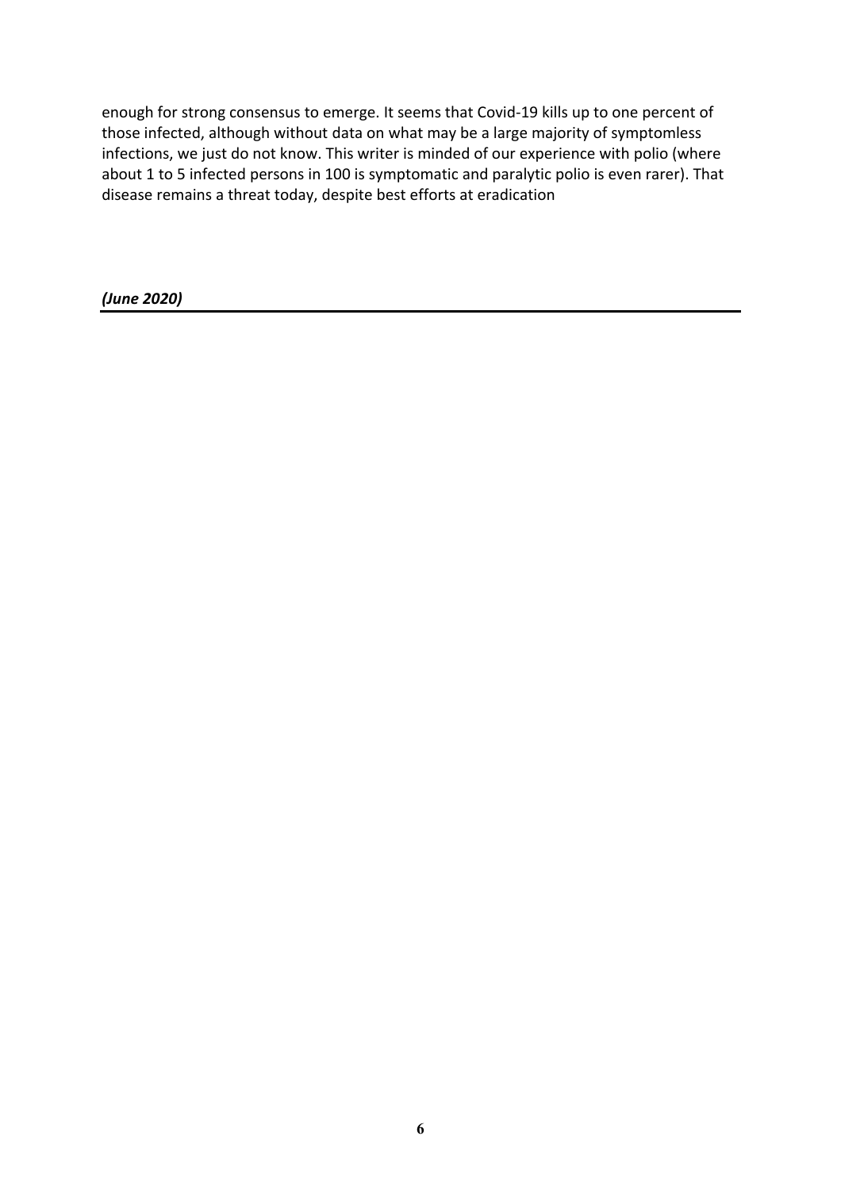enough for strong consensus to emerge. It seems that Covid-19 kills up to one percent of those infected, although without data on what may be a large majority of symptomless infections, we just do not know. This writer is minded of our experience with polio (where about 1 to 5 infected persons in 100 is symptomatic and paralytic polio is even rarer). That disease remains a threat today, despite best efforts at eradication

***(June 2020)***